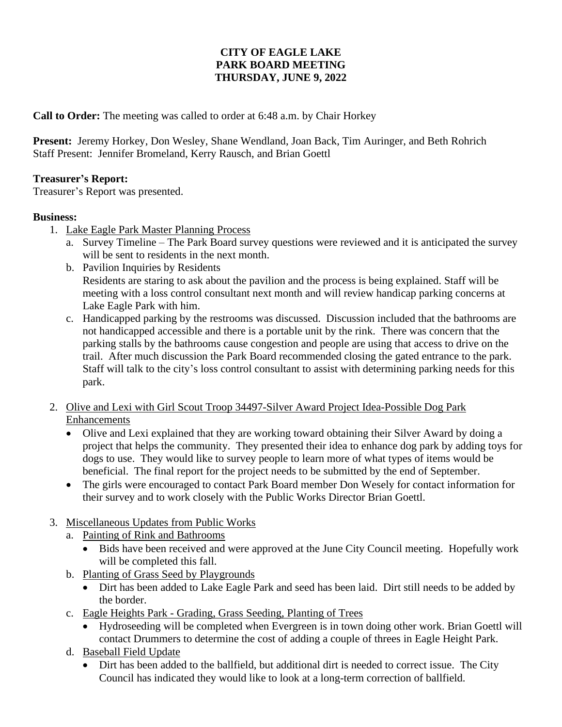# CITY OF EAGLE LAKE
# PARK BOARD MEETING
# THURSDAY, JUNE 9, 2022

**Call to Order:** The meeting was called to order at 6:48 a.m. by Chair Horkey

**Present:** Jeremy Horkey, Don Wesley, Shane Wendland, Joan Back, Tim Auringer, and Beth Rohrich
Staff Present: Jennifer Bromeland, Kerry Rausch, and Brian Goettl

**Treasurer's Report:**
Treasurer's Report was presented.

**Business:**

1. Lake Eagle Park Master Planning Process
   a. Survey Timeline – The Park Board survey questions were reviewed and it is anticipated the survey will be sent to residents in the next month.
   b. Pavilion Inquiries by Residents
   Residents are staring to ask about the pavilion and the process is being explained. Staff will be meeting with a loss control consultant next month and will review handicap parking concerns at Lake Eagle Park with him.
   c. Handicapped parking by the restrooms was discussed. Discussion included that the bathrooms are not handicapped accessible and there is a portable unit by the rink. There was concern that the parking stalls by the bathrooms cause congestion and people are using that access to drive on the trail. After much discussion the Park Board recommended closing the gated entrance to the park. Staff will talk to the city's loss control consultant to assist with determining parking needs for this park.

2. Olive and Lexi with Girl Scout Troop 34497-Silver Award Project Idea-Possible Dog Park Enhancements
   - Olive and Lexi explained that they are working toward obtaining their Silver Award by doing a project that helps the community. They presented their idea to enhance dog park by adding toys for dogs to use. They would like to survey people to learn more of what types of items would be beneficial. The final report for the project needs to be submitted by the end of September.
   - The girls were encouraged to contact Park Board member Don Wesely for contact information for their survey and to work closely with the Public Works Director Brian Goettl.

3. Miscellaneous Updates from Public Works
   a. Painting of Rink and Bathrooms
      - Bids have been received and were approved at the June City Council meeting. Hopefully work will be completed this fall.
   b. Planting of Grass Seed by Playgrounds
      - Dirt has been added to Lake Eagle Park and seed has been laid. Dirt still needs to be added by the border.
   c. Eagle Heights Park - Grading, Grass Seeding, Planting of Trees
      - Hydroseeding will be completed when Evergreen is in town doing other work. Brian Goettl will contact Drummers to determine the cost of adding a couple of threes in Eagle Height Park.
   d. Baseball Field Update
      - Dirt has been added to the ballfield, but additional dirt is needed to correct issue. The City Council has indicated they would like to look at a long-term correction of ballfield.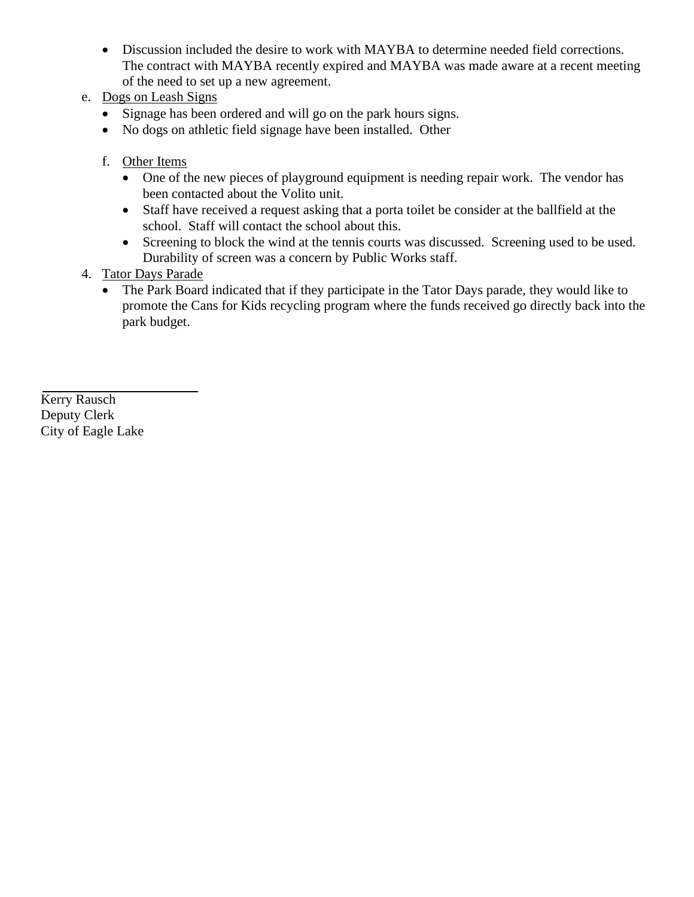- Discussion included the desire to work with MAYBA to determine needed field corrections. The contract with MAYBA recently expired and MAYBA was made aware at a recent meeting of the need to set up a new agreement.

e. Dogs on Leash Signs
  - Signage has been ordered and will go on the park hours signs.
  - No dogs on athletic field signage have been installed.  Other

f. Other Items
  - One of the new pieces of playground equipment is needing repair work.  The vendor has been contacted about the Volito unit.
  - Staff have received a request asking that a porta toilet be consider at the ballfield at the school.  Staff will contact the school about this.
  - Screening to block the wind at the tennis courts was discussed.  Screening used to be used. Durability of screen was a concern by Public Works staff.

4. Tator Days Parade
  - The Park Board indicated that if they participate in the Tator Days parade, they would like to promote the Cans for Kids recycling program where the funds received go directly back into the park budget.

\_\_\_\_\_\_\_\_\_\_\_\_\_\_\_\_\_\_\_\_\_\_\_\_

Kerry Rausch
Deputy Clerk
City of Eagle Lake